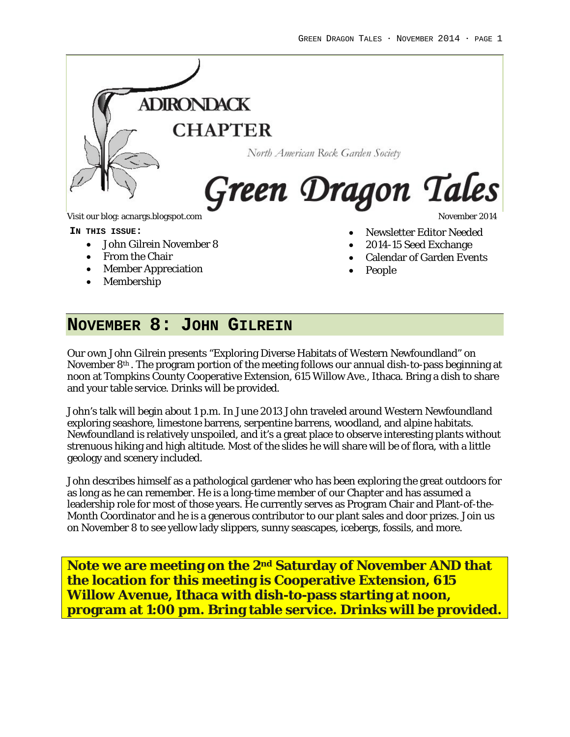ADIRONDACK CHAPTER

North American Rock Garden Society

# Green Dragon Tales

Visit our blog: acnargs.blogspot.com

November 2014

**IN THIS ISSUE:**

- John Gilrein November 8
- From the Chair
- Member Appreciation
- Membership
- Newsletter Editor Needed
- 2014-15 Seed Exchange
- Calendar of Garden Events
- People

## NOVEMBER 8: JOHN GILREIN

Our own John Gilrein presents "Exploring Diverse Habitats of Western Newfoundland" on November 8th . The program portion of the meeting follows our annual dish-to-pass beginning at noon at Tompkins County Cooperative Extension, 615 Willow Ave., Ithaca. Bring a dish to share and your table service. Drinks will be provided.

John's talk will begin about 1 p.m. In June 2013 John traveled around Western Newfoundland exploring seashore, limestone barrens, serpentine barrens, woodland, and alpine habitats. Newfoundland is relatively unspoiled, and it's a great place to observe interesting plants without strenuous hiking and high altitude. Most of the slides he will share will be of flora, with a little geology and scenery included.

John describes himself as a pathological gardener who has been exploring the great outdoors for as long as he can remember. He is a long-time member of our Chapter and has assumed a leadership role for most of those years. He currently serves as Program Chair and Plant-of-the-Month Coordinator and he is a generous contributor to our plant sales and door prizes. Join us on November 8 to see yellow lady slippers, sunny seascapes, icebergs, fossils, and more.

**Note we are meeting on the 2nd Saturday of November AND that the location for this meeting is Cooperative Extension, 615 Willow Avenue, Ithaca with dish-to-pass starting at noon, program at 1:00 pm. Bring table service. Drinks will be provided.**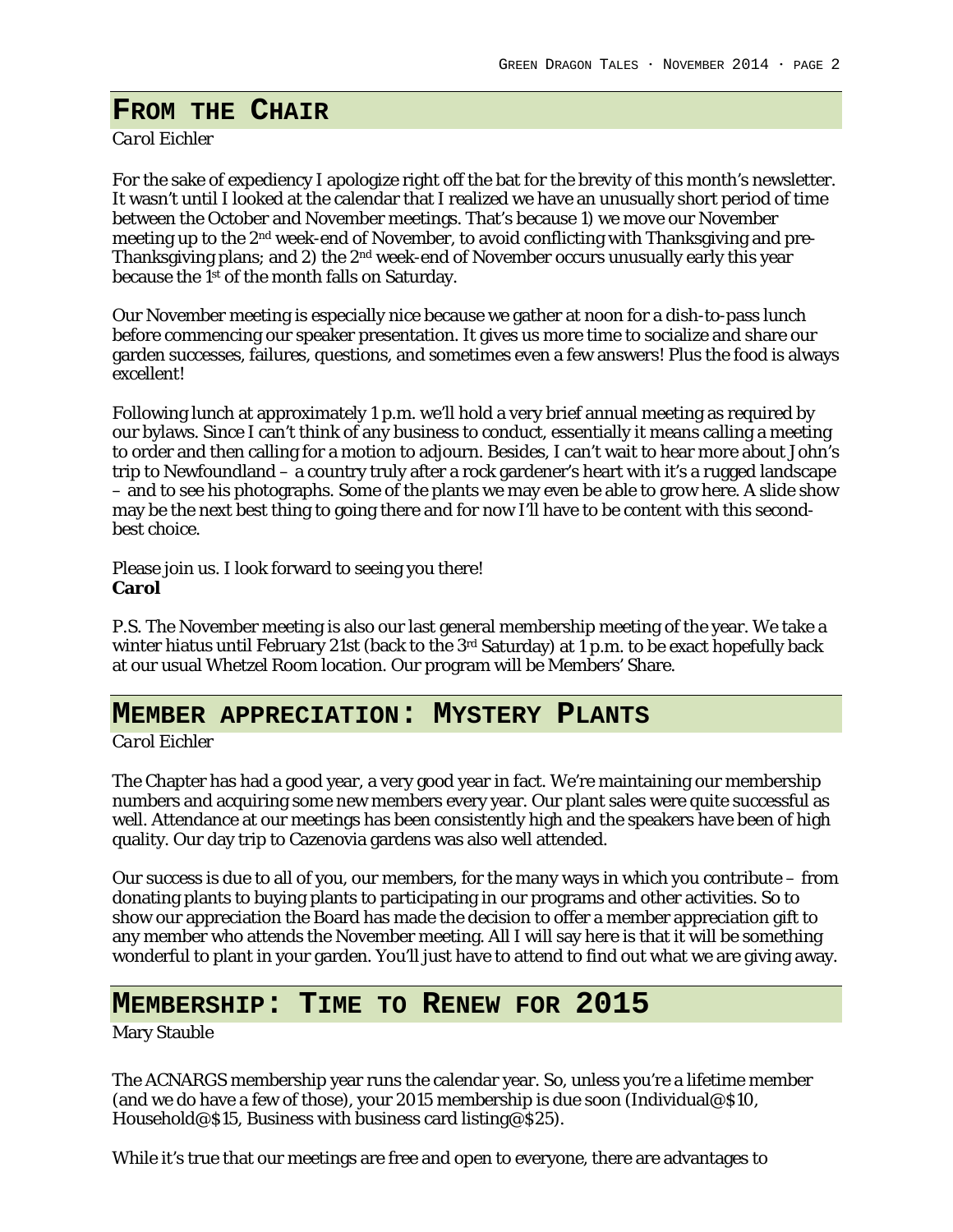## From the Chair

*Carol Eichler*

For the sake of expediency I apologize right off the bat for the brevity of this month's newsletter. It wasn't until I looked at the calendar that I realized we have an unusually short period of time between the October and November meetings. That's because 1) we move our November meeting up to the 2nd week-end of November, to avoid conflicting with Thanksgiving and pre-Thanksgiving plans; and 2) the 2nd week-end of November occurs unusually early this year because the 1st of the month falls on Saturday.

Our November meeting is especially nice because we gather at noon for a dish-to-pass lunch before commencing our speaker presentation. It gives us more time to socialize and share our garden successes, failures, questions, and sometimes even a few answers! Plus the food is always excellent!

Following lunch at approximately 1 p.m. we'll hold a very brief annual meeting as required by our bylaws. Since I can't think of any business to conduct, essentially it means calling a meeting to order and then calling for a motion to adjourn. Besides, I can't wait to hear more about John's trip to Newfoundland – a country truly after a rock gardener's heart with it's a rugged landscape – and to see his photographs. Some of the plants we may even be able to grow here. A slide show may be the next best thing to going there and for now I'll have to be content with this second-best choice.

Please join us. I look forward to seeing you there!
**Carol**

P.S. The November meeting is also our last general membership meeting of the year. We take a winter hiatus until February 21st (back to the 3rd Saturday) at 1 p.m. to be exact hopefully back at our usual Whetzel Room location. Our program will be Members' Share.

## Member Appreciation: Mystery Plants

*Carol Eichler*

The Chapter has had a good year, a very good year in fact. We're maintaining our membership numbers and acquiring some new members every year. Our plant sales were quite successful as well. Attendance at our meetings has been consistently high and the speakers have been of high quality. Our day trip to Cazenovia gardens was also well attended.

Our success is due to all of you, our members, for the many ways in which you contribute – from donating plants to buying plants to participating in our programs and other activities. So to show our appreciation the Board has made the decision to offer a member appreciation gift to any member who attends the November meeting. All I will say here is that it will be something wonderful to plant in your garden. You'll just have to attend to find out what we are giving away.

## Membership: Time to Renew for 2015

Mary Stauble

The ACNARGS membership year runs the calendar year. So, unless you're a lifetime member (and we do have a few of those), your 2015 membership is due soon (Individual@$10, Household@$15, Business with business card listing@$25).

While it's true that our meetings are free and open to everyone, there are advantages to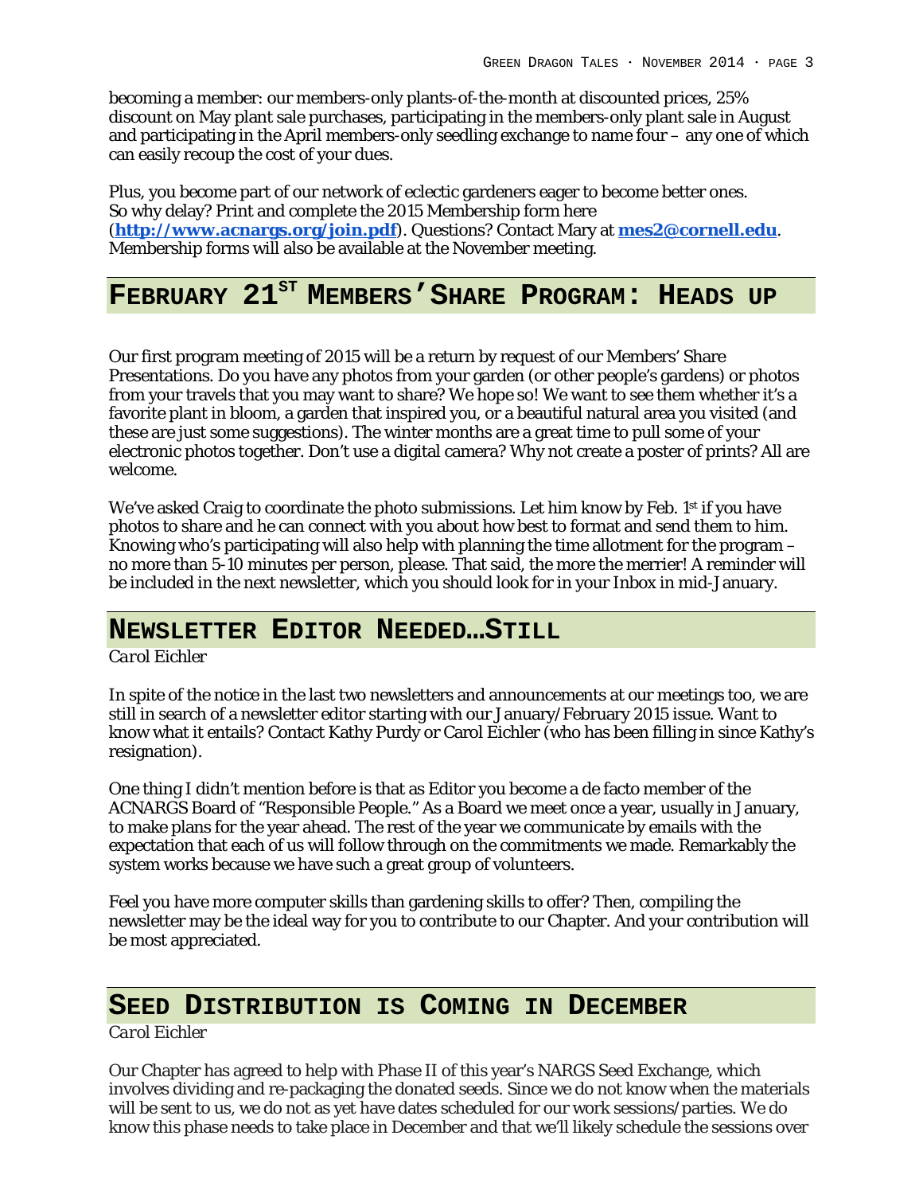becoming a member: our members-only plants-of-the-month at discounted prices, 25% discount on May plant sale purchases, participating in the members-only plant sale in August and participating in the April members-only seedling exchange to name four – any one of which can easily recoup the cost of your dues.

Plus, you become part of our network of eclectic gardeners eager to become better ones. So why delay? Print and complete the 2015 Membership form here (**[http://www.acnargs.org/join.pdf](http://www.acnargs.org/join.pdf)**). Questions? Contact Mary at **[mes2@cornell.edu](mailto:mes2@cornell.edu)**. Membership forms will also be available at the November meeting.

## February 21st Members' Share Program: Heads up

Our first program meeting of 2015 will be a return by request of our Members' Share Presentations. Do you have any photos from your garden (or other people's gardens) or photos from your travels that you may want to share? We hope so! We want to see them whether it's a favorite plant in bloom, a garden that inspired you, or a beautiful natural area you visited (and these are just some suggestions). The winter months are a great time to pull some of your electronic photos together. Don't use a digital camera? Why not create a poster of prints? All are welcome.

We've asked Craig to coordinate the photo submissions. Let him know by Feb. 1st if you have photos to share and he can connect with you about how best to format and send them to him. Knowing who's participating will also help with planning the time allotment for the program – no more than 5-10 minutes per person, please. That said, the more the merrier! A reminder will be included in the next newsletter, which you should look for in your Inbox in mid-January.

## Newsletter Editor Needed…Still

*Carol Eichler*

In spite of the notice in the last two newsletters and announcements at our meetings too, we are still in search of a newsletter editor starting with our January/February 2015 issue. Want to know what it entails? Contact Kathy Purdy or Carol Eichler (who has been filling in since Kathy's resignation).

One thing I didn't mention before is that as Editor you become a de facto member of the ACNARGS Board of "Responsible People." As a Board we meet once a year, usually in January, to make plans for the year ahead. The rest of the year we communicate by emails with the expectation that each of us will follow through on the commitments we made. Remarkably the system works because we have such a great group of volunteers.

Feel you have more computer skills than gardening skills to offer? Then, compiling the newsletter may be the ideal way for you to contribute to our Chapter. And your contribution will be most appreciated.

## Seed Distribution is Coming in December

*Carol Eichler*

Our Chapter has agreed to help with Phase II of this year's NARGS Seed Exchange, which involves dividing and re-packaging the donated seeds. Since we do not know when the materials will be sent to us, we do not as yet have dates scheduled for our work sessions/parties. We do know this phase needs to take place in December and that we'll likely schedule the sessions over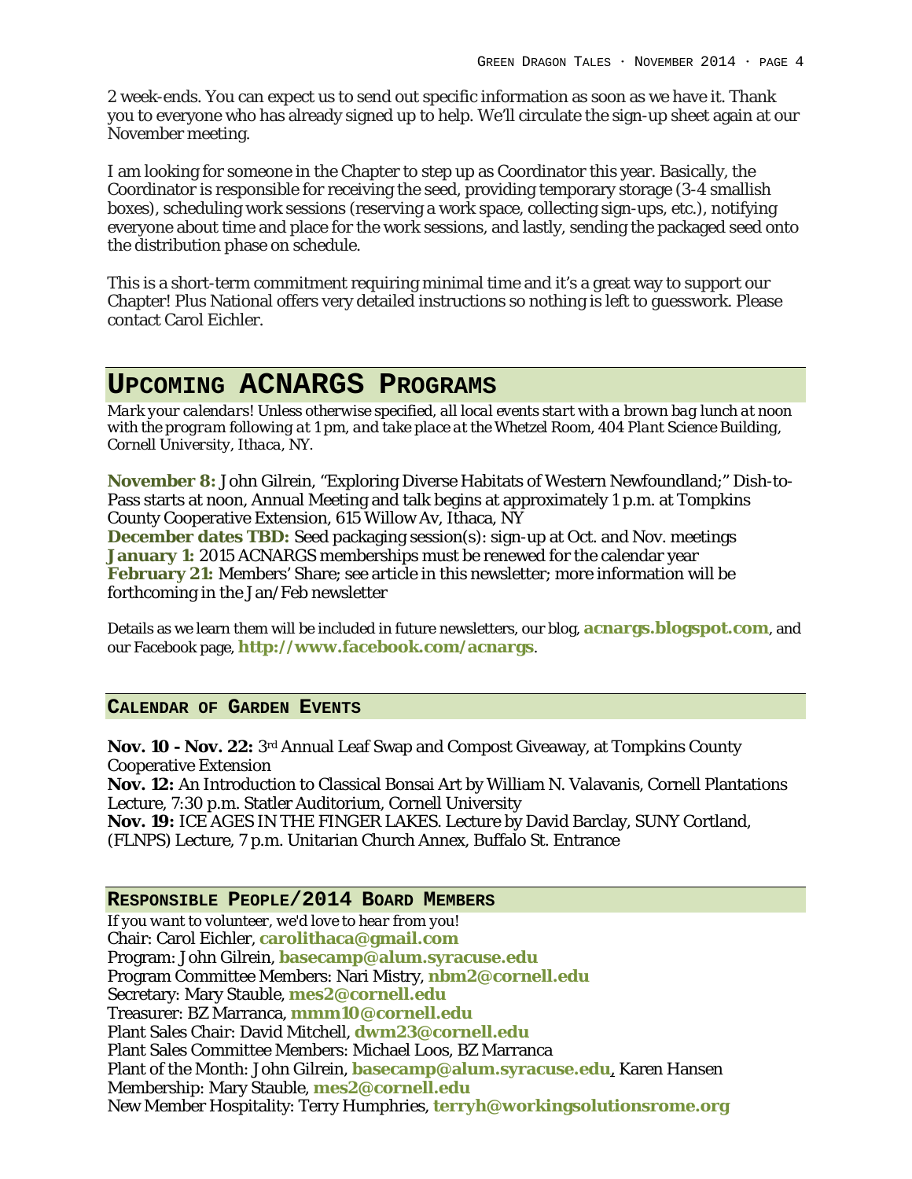2 week-ends. You can expect us to send out specific information as soon as we have it. Thank you to everyone who has already signed up to help. We'll circulate the sign-up sheet again at our November meeting.

I am looking for someone in the Chapter to step up as Coordinator this year. Basically, the Coordinator is responsible for receiving the seed, providing temporary storage (3-4 smallish boxes), scheduling work sessions (reserving a work space, collecting sign-ups, etc.), notifying everyone about time and place for the work sessions, and lastly, sending the packaged seed onto the distribution phase on schedule.

This is a short-term commitment requiring minimal time and it's a great way to support our Chapter! Plus National offers very detailed instructions so nothing is left to guesswork. Please contact Carol Eichler.

## Upcoming ACNARGS Programs

*Mark your calendars! Unless otherwise specified, all local events start with a brown bag lunch at noon with the program following at 1 pm, and take place at the Whetzel Room, 404 Plant Science Building, Cornell University, Ithaca, NY.*

**November 8:** John Gilrein, "Exploring Diverse Habitats of Western Newfoundland;" Dish-to-Pass starts at noon, Annual Meeting and talk begins at approximately 1 p.m. at Tompkins County Cooperative Extension, 615 Willow Av, Ithaca, NY
**December dates TBD:** Seed packaging session(s): sign-up at Oct. and Nov. meetings
**January 1:** 2015 ACNARGS memberships must be renewed for the calendar year
**February 21:** Members' Share; see article in this newsletter; more information will be forthcoming in the Jan/Feb newsletter

Details as we learn them will be included in future newsletters, our blog, **acnargs.blogspot.com**, and our Facebook page, **http://www.facebook.com/acnargs**.

### Calendar of Garden Events

**Nov. 10 - Nov. 22:** 3rd Annual Leaf Swap and Compost Giveaway, at Tompkins County Cooperative Extension
**Nov. 12:** An Introduction to Classical Bonsai Art by William N. Valavanis, Cornell Plantations Lecture, 7:30 p.m. Statler Auditorium, Cornell University
**Nov. 19:** ICE AGES IN THE FINGER LAKES. Lecture by David Barclay, SUNY Cortland, (FLNPS) Lecture, 7 p.m. Unitarian Church Annex, Buffalo St. Entrance

### Responsible People/2014 Board Members

*If you want to volunteer, we'd love to hear from you!*
Chair: Carol Eichler, **carolithaca@gmail.com**
Program: John Gilrein, **basecamp@alum.syracuse.edu**
Program Committee Members: Nari Mistry, **nbm2@cornell.edu**
Secretary: Mary Stauble, **mes2@cornell.edu**
Treasurer: BZ Marranca, **mmm10@cornell.edu**
Plant Sales Chair: David Mitchell, **dwm23@cornell.edu**
Plant Sales Committee Members: Michael Loos, BZ Marranca
Plant of the Month: John Gilrein, **basecamp@alum.syracuse.edu**, Karen Hansen
Membership: Mary Stauble, **mes2@cornell.edu**
New Member Hospitality: Terry Humphries, **terryh@workingsolutionsrome.org**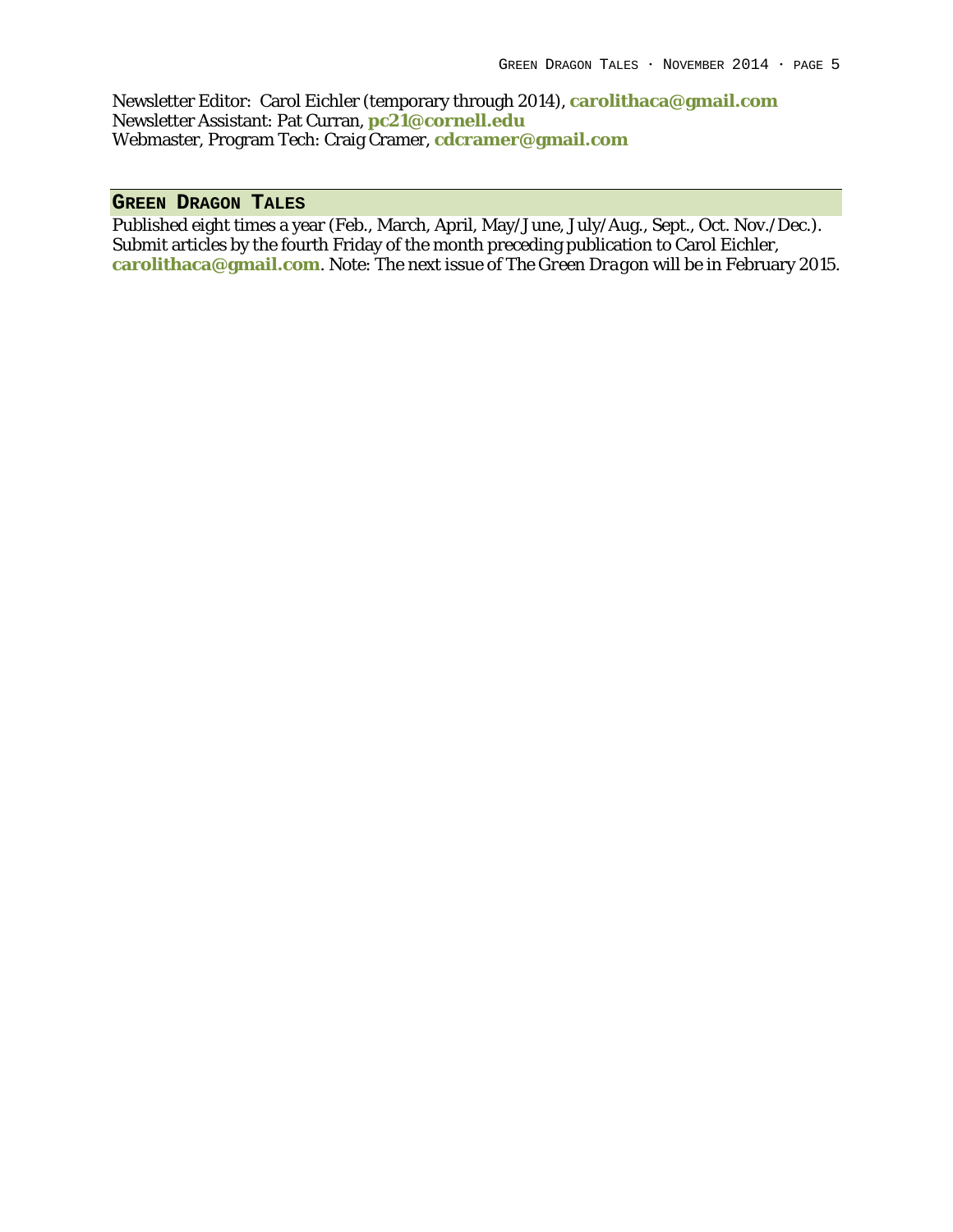Newsletter Editor: Carol Eichler (temporary through 2014), **carolithaca@gmail.com**
Newsletter Assistant: Pat Curran, **pc21@cornell.edu**
Webmaster, Program Tech: Craig Cramer, **cdcramer@gmail.com**

## GREEN DRAGON TALES

Published eight times a year (Feb., March, April, May/June, July/Aug., Sept., Oct. Nov./Dec.). Submit articles by the fourth Friday of the month preceding publication to Carol Eichler, **carolithaca@gmail.com**. Note: The next issue of *The Green Dragon* will be in February 2015.